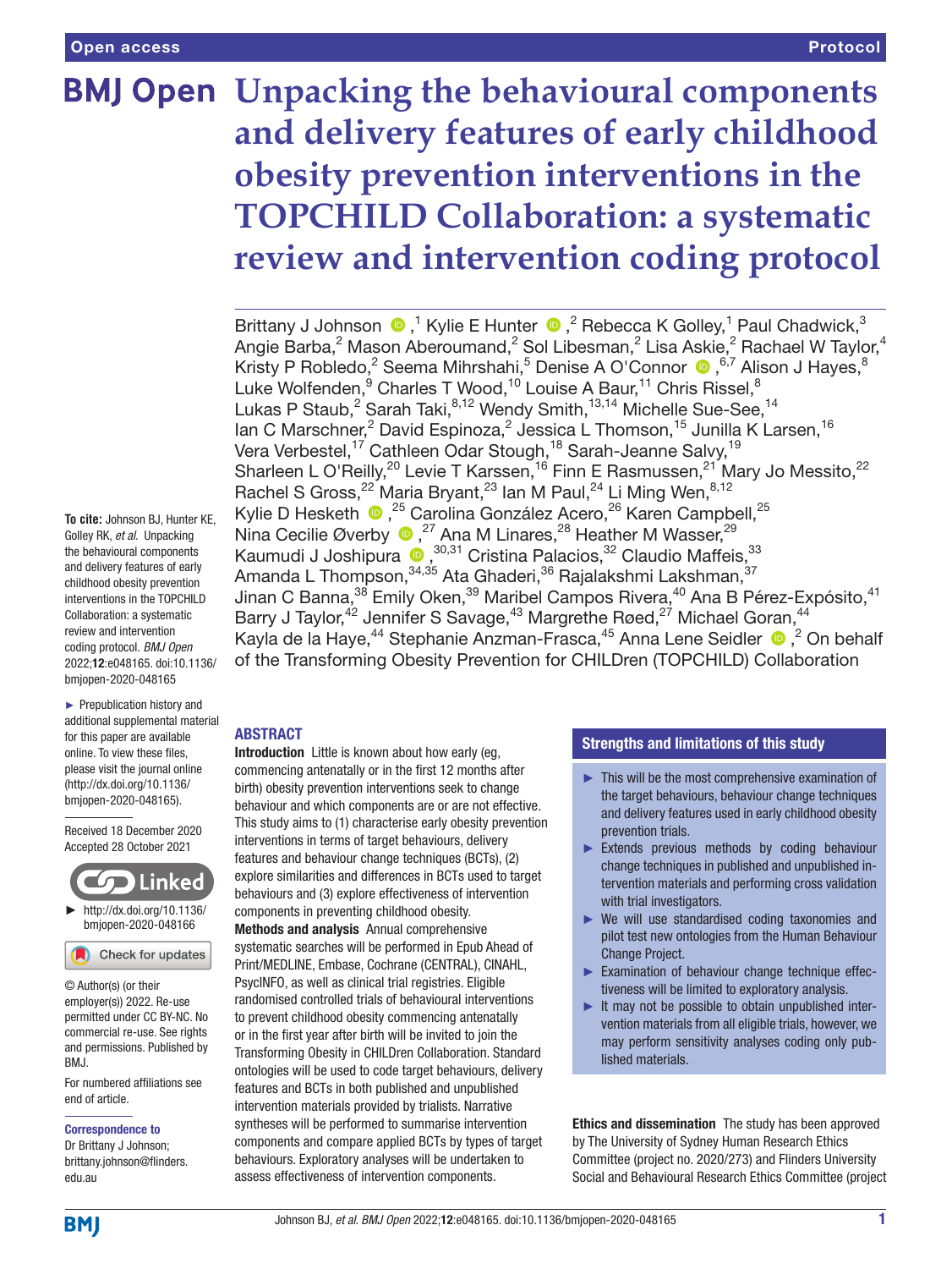Open access

Protocol

# Unpacking the behavioural components and delivery features of early childhood obesity prevention interventions in the TOPCHILD Collaboration: a systematic review and intervention coding protocol

Brittany J Johnson,[1] Kylie E Hunter,[2] Rebecca K Golley,[1] Paul Chadwick,[3] Angie Barba,[2] Mason Aberoumand,[2] Sol Libesman,[2] Lisa Askie,[2] Rachael W Taylor,[4] Kristy P Robledo,[2] Seema Mihrshahi,[5] Denise A O'Connor,[6,7] Alison J Hayes,[8] Luke Wolfenden,[9] Charles T Wood,[10] Louise A Baur,[11] Chris Rissel,[8] Lukas P Staub,[2] Sarah Taki,[8,12] Wendy Smith,[13,14] Michelle Sue-See,[14] Ian C Marschner,[2] David Espinoza,[2] Jessica L Thomson,[15] Junilla K Larsen,[16] Vera Verbestel,[17] Cathleen Odar Stough,[18] Sarah-Jeanne Salvy,[19] Sharleen L O'Reilly,[20] Levie T Karssen,[16] Finn E Rasmussen,[21] Mary Jo Messito,[22] Rachel S Gross,[22] Maria Bryant,[23] Ian M Paul,[24] Li Ming Wen,[8,12] Kylie D Hesketh,[25] Carolina González Acero,[26] Karen Campbell,[25] Nina Cecilie Øverby,[27] Ana M Linares,[28] Heather M Wasser,[29] Kaumudi J Joshipura,[30,31] Cristina Palacios,[32] Claudio Maffeis,[33] Amanda L Thompson,[34,35] Ata Ghaderi,[36] Rajalakshmi Lakshman,[37] Jinan C Banna,[38] Emily Oken,[39] Maribel Campos Rivera,[40] Ana B Pérez-Expósito,[41] Barry J Taylor,[42] Jennifer S Savage,[43] Margrethe Røed,[27] Michael Goran,[44] Kayla de la Haye,[44] Stephanie Anzman-Frasca,[45] Anna Lene Seidler,[2] On behalf of the Transforming Obesity Prevention for CHILDren (TOPCHILD) Collaboration

**To cite:** Johnson BJ, Hunter KE, Golley RK, *et al*. Unpacking the behavioural components and delivery features of early childhood obesity prevention interventions in the TOPCHILD Collaboration: a systematic review and intervention coding protocol. *BMJ Open* 2022;**12**:e048165. doi:10.1136/bmjopen-2020-048165

► Prepublication history and additional supplemental material for this paper are available online. To view these files, please visit the journal online (http://dx.doi.org/10.1136/bmjopen-2020-048165).

Received 18 December 2020
Accepted 28 October 2021

► http://dx.doi.org/10.1136/bmjopen-2020-048166

© Author(s) (or their employer(s)) 2022. Re-use permitted under CC BY-NC. No commercial re-use. See rights and permissions. Published by BMJ.

For numbered affiliations see end of article.

**Correspondence to**
Dr Brittany J Johnson; brittany.johnson@flinders.edu.au

## ABSTRACT

**Introduction** Little is known about how early (eg, commencing antenatally or in the first 12 months after birth) obesity prevention interventions seek to change behaviour and which components are or are not effective. This study aims to (1) characterise early obesity prevention interventions in terms of target behaviours, delivery features and behaviour change techniques (BCTs), (2) explore similarities and differences in BCTs used to target behaviours and (3) explore effectiveness of intervention components in preventing childhood obesity.

**Methods and analysis** Annual comprehensive systematic searches will be performed in Epub Ahead of Print/MEDLINE, Embase, Cochrane (CENTRAL), CINAHL, PsycINFO, as well as clinical trial registries. Eligible randomised controlled trials of behavioural interventions to prevent childhood obesity commencing antenatally or in the first year after birth will be invited to join the Transforming Obesity in CHILDren Collaboration. Standard ontologies will be used to code target behaviours, delivery features and BCTs in both published and unpublished intervention materials provided by trialists. Narrative syntheses will be performed to summarise intervention components and compare applied BCTs by types of target behaviours. Exploratory analyses will be undertaken to assess effectiveness of intervention components.

### Strengths and limitations of this study

► This will be the most comprehensive examination of the target behaviours, behaviour change techniques and delivery features used in early childhood obesity prevention trials.
► Extends previous methods by coding behaviour change techniques in published and unpublished intervention materials and performing cross validation with trial investigators.
► We will use standardised coding taxonomies and pilot test new ontologies from the Human Behaviour Change Project.
► Examination of behaviour change technique effectiveness will be limited to exploratory analysis.
► It may not be possible to obtain unpublished intervention materials from all eligible trials, however, we may perform sensitivity analyses coding only published materials.

**Ethics and dissemination** The study has been approved by The University of Sydney Human Research Ethics Committee (project no. 2020/273) and Flinders University Social and Behavioural Research Ethics Committee (project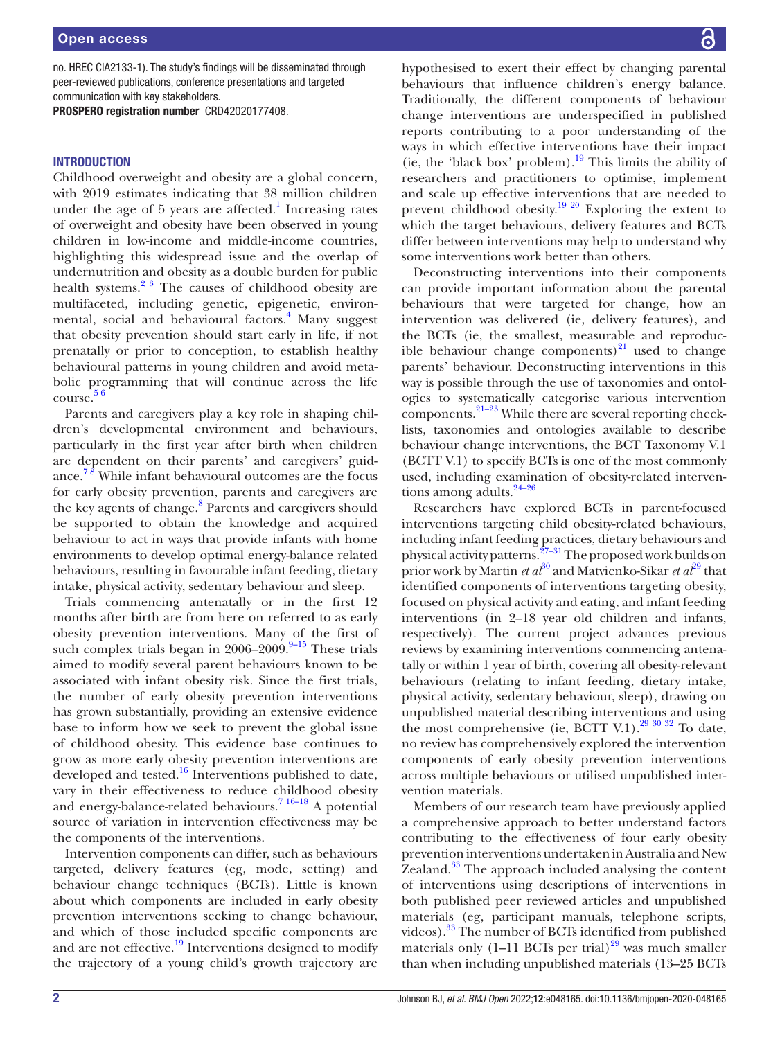no. HREC CIA2133-1). The study's findings will be disseminated through peer-reviewed publications, conference presentations and targeted communication with key stakeholders.

**PROSPERO registration number** CRD42020177408.

## INTRODUCTION

Childhood overweight and obesity are a global concern, with 2019 estimates indicating that 38 million children under the age of 5 years are affected.[1] Increasing rates of overweight and obesity have been observed in young children in low-income and middle-income countries, highlighting this widespread issue and the overlap of undernutrition and obesity as a double burden for public health systems.[2 3] The causes of childhood obesity are multifaceted, including genetic, epigenetic, environmental, social and behavioural factors.[4] Many suggest that obesity prevention should start early in life, if not prenatally or prior to conception, to establish healthy behavioural patterns in young children and avoid metabolic programming that will continue across the life course.[5 6]

Parents and caregivers play a key role in shaping children's developmental environment and behaviours, particularly in the first year after birth when children are dependent on their parents' and caregivers' guidance.[7 8] While infant behavioural outcomes are the focus for early obesity prevention, parents and caregivers are the key agents of change.[8] Parents and caregivers should be supported to obtain the knowledge and acquired behaviour to act in ways that provide infants with home environments to develop optimal energy-balance related behaviours, resulting in favourable infant feeding, dietary intake, physical activity, sedentary behaviour and sleep.

Trials commencing antenatally or in the first 12 months after birth are from here on referred to as early obesity prevention interventions. Many of the first of such complex trials began in 2006–2009.[9–15] These trials aimed to modify several parent behaviours known to be associated with infant obesity risk. Since the first trials, the number of early obesity prevention interventions has grown substantially, providing an extensive evidence base to inform how we seek to prevent the global issue of childhood obesity. This evidence base continues to grow as more early obesity prevention interventions are developed and tested.[16] Interventions published to date, vary in their effectiveness to reduce childhood obesity and energy-balance-related behaviours.[7 16–18] A potential source of variation in intervention effectiveness may be the components of the interventions.

Intervention components can differ, such as behaviours targeted, delivery features (eg, mode, setting) and behaviour change techniques (BCTs). Little is known about which components are included in early obesity prevention interventions seeking to change behaviour, and which of those included specific components are and are not effective.[19] Interventions designed to modify the trajectory of a young child's growth trajectory are hypothesised to exert their effect by changing parental behaviours that influence children's energy balance. Traditionally, the different components of behaviour change interventions are underspecified in published reports contributing to a poor understanding of the ways in which effective interventions have their impact (ie, the 'black box' problem).[19] This limits the ability of researchers and practitioners to optimise, implement and scale up effective interventions that are needed to prevent childhood obesity.[19 20] Exploring the extent to which the target behaviours, delivery features and BCTs differ between interventions may help to understand why some interventions work better than others.

Deconstructing interventions into their components can provide important information about the parental behaviours that were targeted for change, how an intervention was delivered (ie, delivery features), and the BCTs (ie, the smallest, measurable and reproducible behaviour change components)[21] used to change parents' behaviour. Deconstructing interventions in this way is possible through the use of taxonomies and ontologies to systematically categorise various intervention components.[21–23] While there are several reporting checklists, taxonomies and ontologies available to describe behaviour change interventions, the BCT Taxonomy V.1 (BCTT V.1) to specify BCTs is one of the most commonly used, including examination of obesity-related interventions among adults.[24–26]

Researchers have explored BCTs in parent-focused interventions targeting child obesity-related behaviours, including infant feeding practices, dietary behaviours and physical activity patterns.[27–31] The proposed work builds on prior work by Martin *et al*[30] and Matvienko-Sikar *et al*[29] that identified components of interventions targeting obesity, focused on physical activity and eating, and infant feeding interventions (in 2–18 year old children and infants, respectively). The current project advances previous reviews by examining interventions commencing antenatally or within 1 year of birth, covering all obesity-relevant behaviours (relating to infant feeding, dietary intake, physical activity, sedentary behaviour, sleep), drawing on unpublished material describing interventions and using the most comprehensive (ie, BCTT V.1).[29 30 32] To date, no review has comprehensively explored the intervention components of early obesity prevention interventions across multiple behaviours or utilised unpublished intervention materials.

Members of our research team have previously applied a comprehensive approach to better understand factors contributing to the effectiveness of four early obesity prevention interventions undertaken in Australia and New Zealand.[33] The approach included analysing the content of interventions using descriptions of interventions in both published peer reviewed articles and unpublished materials (eg, participant manuals, telephone scripts, videos).[33] The number of BCTs identified from published materials only (1–11 BCTs per trial)[29] was much smaller than when including unpublished materials (13–25 BCTs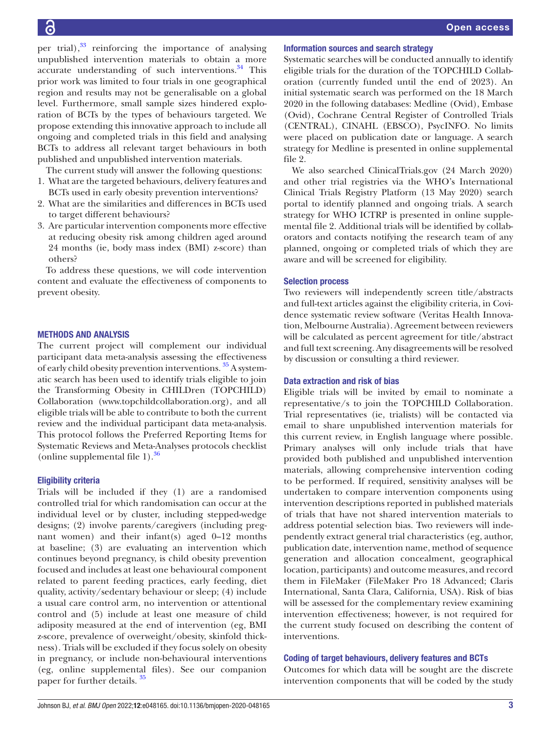per trial),[33] reinforcing the importance of analysing unpublished intervention materials to obtain a more accurate understanding of such interventions.[34] This prior work was limited to four trials in one geographical region and results may not be generalisable on a global level. Furthermore, small sample sizes hindered exploration of BCTs by the types of behaviours targeted. We propose extending this innovative approach to include all ongoing and completed trials in this field and analysing BCTs to address all relevant target behaviours in both published and unpublished intervention materials.

The current study will answer the following questions:

1. What are the targeted behaviours, delivery features and BCTs used in early obesity prevention interventions?
2. What are the similarities and differences in BCTs used to target different behaviours?
3. Are particular intervention components more effective at reducing obesity risk among children aged around 24 months (ie, body mass index (BMI) z-score) than others?

To address these questions, we will code intervention content and evaluate the effectiveness of components to prevent obesity.

## METHODS AND ANALYSIS

The current project will complement our individual participant data meta-analysis assessing the effectiveness of early child obesity prevention interventions.[35] A systematic search has been used to identify trials eligible to join the Transforming Obesity in CHILDren (TOPCHILD) Collaboration (www.topchildcollaboration.org), and all eligible trials will be able to contribute to both the current review and the individual participant data meta-analysis. This protocol follows the Preferred Reporting Items for Systematic Reviews and Meta-Analyses protocols checklist (online supplemental file 1).[36]

### Eligibility criteria

Trials will be included if they (1) are a randomised controlled trial for which randomisation can occur at the individual level or by cluster, including stepped-wedge designs; (2) involve parents/caregivers (including pregnant women) and their infant(s) aged 0–12 months at baseline; (3) are evaluating an intervention which continues beyond pregnancy, is child obesity prevention focused and includes at least one behavioural component related to parent feeding practices, early feeding, diet quality, activity/sedentary behaviour or sleep; (4) include a usual care control arm, no intervention or attentional control and (5) include at least one measure of child adiposity measured at the end of intervention (eg, BMI z-score, prevalence of overweight/obesity, skinfold thickness). Trials will be excluded if they focus solely on obesity in pregnancy, or include non-behavioural interventions (eg, online supplemental files). See our companion paper for further details.[35]

### Information sources and search strategy

Systematic searches will be conducted annually to identify eligible trials for the duration of the TOPCHILD Collaboration (currently funded until the end of 2023). An initial systematic search was performed on the 18 March 2020 in the following databases: Medline (Ovid), Embase (Ovid), Cochrane Central Register of Controlled Trials (CENTRAL), CINAHL (EBSCO), PsycINFO. No limits were placed on publication date or language. A search strategy for Medline is presented in online supplemental file 2.

We also searched ClinicalTrials.gov (24 March 2020) and other trial registries via the WHO's International Clinical Trials Registry Platform (13 May 2020) search portal to identify planned and ongoing trials. A search strategy for WHO ICTRP is presented in online supplemental file 2. Additional trials will be identified by collaborators and contacts notifying the research team of any planned, ongoing or completed trials of which they are aware and will be screened for eligibility.

### Selection process

Two reviewers will independently screen title/abstracts and full-text articles against the eligibility criteria, in Covidence systematic review software (Veritas Health Innovation, Melbourne Australia). Agreement between reviewers will be calculated as percent agreement for title/abstract and full text screening. Any disagreements will be resolved by discussion or consulting a third reviewer.

### Data extraction and risk of bias

Eligible trials will be invited by email to nominate a representative/s to join the TOPCHILD Collaboration. Trial representatives (ie, trialists) will be contacted via email to share unpublished intervention materials for this current review, in English language where possible. Primary analyses will only include trials that have provided both published and unpublished intervention materials, allowing comprehensive intervention coding to be performed. If required, sensitivity analyses will be undertaken to compare intervention components using intervention descriptions reported in published materials of trials that have not shared intervention materials to address potential selection bias. Two reviewers will independently extract general trial characteristics (eg, author, publication date, intervention name, method of sequence generation and allocation concealment, geographical location, participants) and outcome measures, and record them in FileMaker (FileMaker Pro 18 Advanced; Claris International, Santa Clara, California, USA). Risk of bias will be assessed for the complementary review examining intervention effectiveness; however, is not required for the current study focused on describing the content of interventions.

### Coding of target behaviours, delivery features and BCTs

Outcomes for which data will be sought are the discrete intervention components that will be coded by the study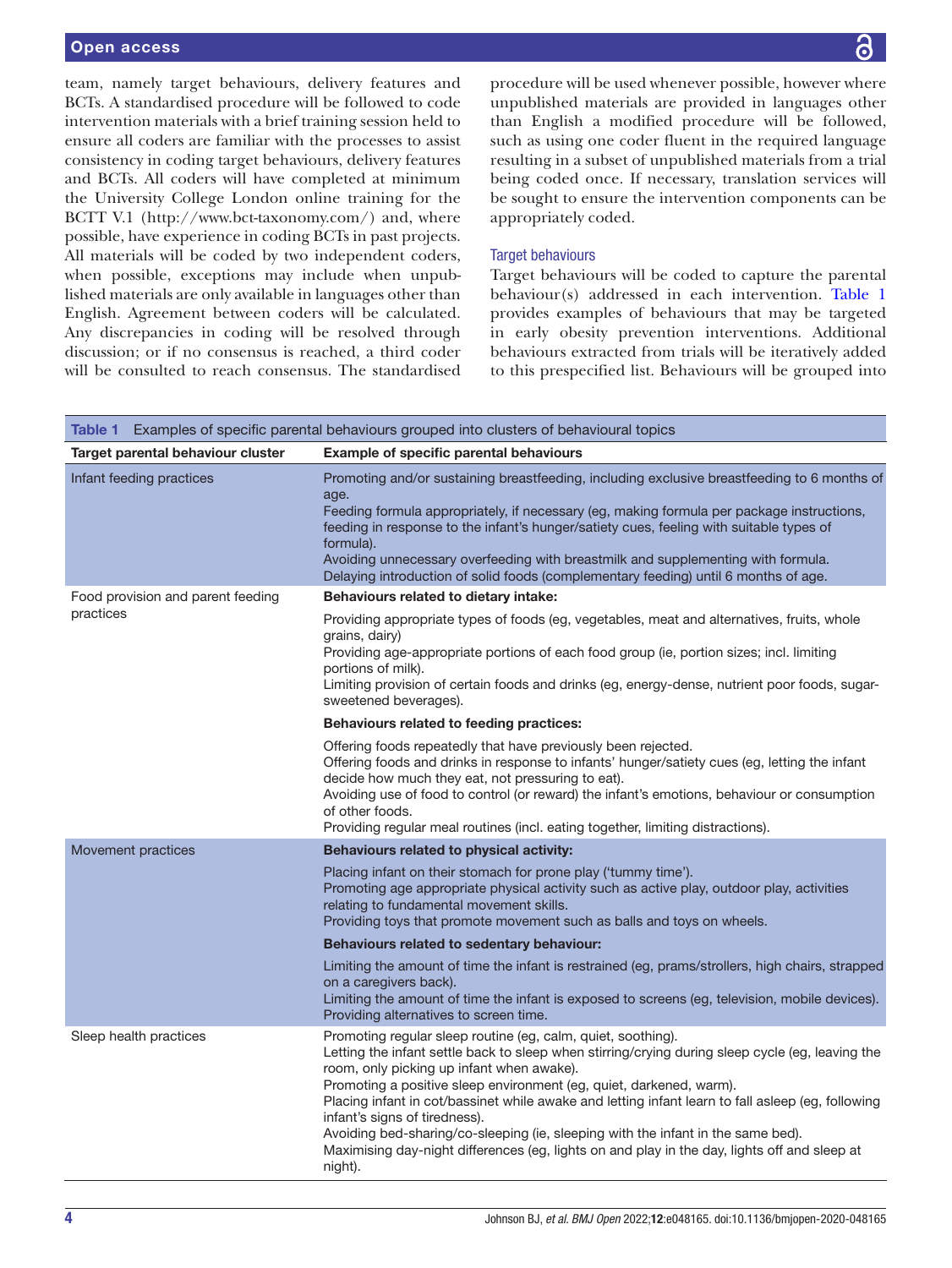team, namely target behaviours, delivery features and BCTs. A standardised procedure will be followed to code intervention materials with a brief training session held to ensure all coders are familiar with the processes to assist consistency in coding target behaviours, delivery features and BCTs. All coders will have completed at minimum the University College London online training for the BCTT V.1 (http://www.bct-taxonomy.com/) and, where possible, have experience in coding BCTs in past projects. All materials will be coded by two independent coders, when possible, exceptions may include when unpublished materials are only available in languages other than English. Agreement between coders will be calculated. Any discrepancies in coding will be resolved through discussion; or if no consensus is reached, a third coder will be consulted to reach consensus. The standardised procedure will be used whenever possible, however where unpublished materials are provided in languages other than English a modified procedure will be followed, such as using one coder fluent in the required language resulting in a subset of unpublished materials from a trial being coded once. If necessary, translation services will be sought to ensure the intervention components can be appropriately coded.

### Target behaviours

Target behaviours will be coded to capture the parental behaviour(s) addressed in each intervention. Table 1 provides examples of behaviours that may be targeted in early obesity prevention interventions. Additional behaviours extracted from trials will be iteratively added to this prespecified list. Behaviours will be grouped into

**Table 1** Examples of specific parental behaviours grouped into clusters of behavioural topics

| Target parental behaviour cluster | Example of specific parental behaviours |
|---|---|
| Infant feeding practices | Promoting and/or sustaining breastfeeding, including exclusive breastfeeding to 6 months of age.<br>Feeding formula appropriately, if necessary (eg, making formula per package instructions, feeding in response to the infant's hunger/satiety cues, feeling with suitable types of formula).<br>Avoiding unnecessary overfeeding with breastmilk and supplementing with formula.<br>Delaying introduction of solid foods (complementary feeding) until 6 months of age. |
| Food provision and parent feeding practices | **Behaviours related to dietary intake:** |
| | Providing appropriate types of foods (eg, vegetables, meat and alternatives, fruits, whole grains, dairy)<br>Providing age-appropriate portions of each food group (ie, portion sizes; incl. limiting portions of milk).<br>Limiting provision of certain foods and drinks (eg, energy-dense, nutrient poor foods, sugar-sweetened beverages). |
| | **Behaviours related to feeding practices:** |
| | Offering foods repeatedly that have previously been rejected.<br>Offering foods and drinks in response to infants' hunger/satiety cues (eg, letting the infant decide how much they eat, not pressuring to eat).<br>Avoiding use of food to control (or reward) the infant's emotions, behaviour or consumption of other foods.<br>Providing regular meal routines (incl. eating together, limiting distractions). |
| Movement practices | **Behaviours related to physical activity:** |
| | Placing infant on their stomach for prone play ('tummy time').<br>Promoting age appropriate physical activity such as active play, outdoor play, activities relating to fundamental movement skills.<br>Providing toys that promote movement such as balls and toys on wheels. |
| | **Behaviours related to sedentary behaviour:** |
| | Limiting the amount of time the infant is restrained (eg, prams/strollers, high chairs, strapped on a caregivers back).<br>Limiting the amount of time the infant is exposed to screens (eg, television, mobile devices).<br>Providing alternatives to screen time. |
| Sleep health practices | Promoting regular sleep routine (eg, calm, quiet, soothing).<br>Letting the infant settle back to sleep when stirring/crying during sleep cycle (eg, leaving the room, only picking up infant when awake).<br>Promoting a positive sleep environment (eg, quiet, darkened, warm).<br>Placing infant in cot/bassinet while awake and letting infant learn to fall asleep (eg, following infant's signs of tiredness).<br>Avoiding bed-sharing/co-sleeping (ie, sleeping with the infant in the same bed).<br>Maximising day-night differences (eg, lights on and play in the day, lights off and sleep at night). |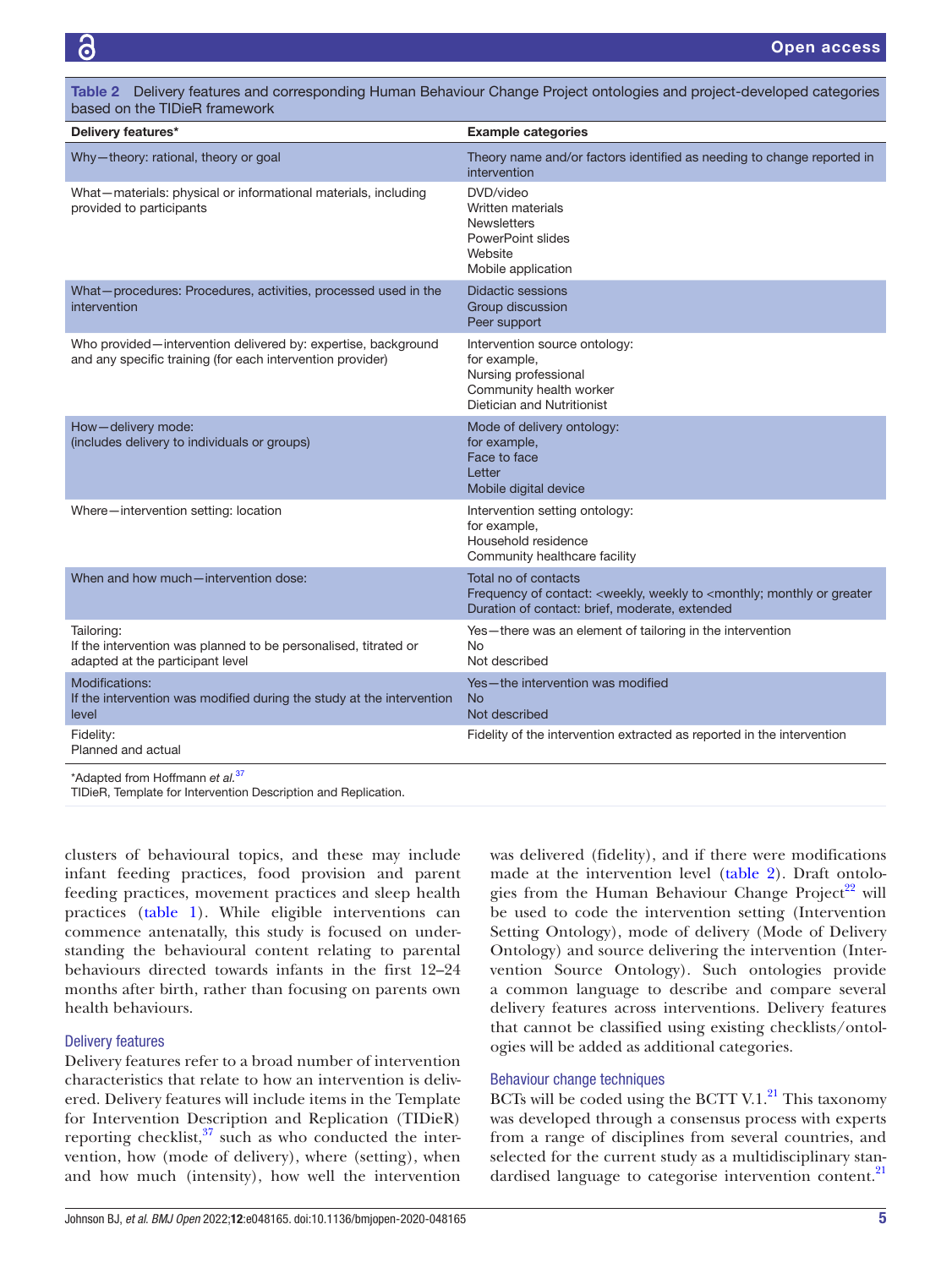**Table 2** Delivery features and corresponding Human Behaviour Change Project ontologies and project-developed categories based on the TIDieR framework

| Delivery features* | Example categories |
|---|---|
| Why—theory: rational, theory or goal | Theory name and/or factors identified as needing to change reported in intervention |
| What—materials: physical or informational materials, including provided to participants | DVD/video<br>Written materials<br>Newsletters<br>PowerPoint slides<br>Website<br>Mobile application |
| What—procedures: Procedures, activities, processed used in the intervention | Didactic sessions<br>Group discussion<br>Peer support |
| Who provided—intervention delivered by: expertise, background and any specific training (for each intervention provider) | Intervention source ontology:<br>for example,<br>Nursing professional<br>Community health worker<br>Dietician and Nutritionist |
| How—delivery mode:<br>(includes delivery to individuals or groups) | Mode of delivery ontology:<br>for example,<br>Face to face<br>Letter<br>Mobile digital device |
| Where—intervention setting: location | Intervention setting ontology:<br>for example,<br>Household residence<br>Community healthcare facility |
| When and how much—intervention dose: | Total no of contacts<br>Frequency of contact: <weekly, weekly to <monthly; monthly or greater<br>Duration of contact: brief, moderate, extended |
| Tailoring:<br>If the intervention was planned to be personalised, titrated or adapted at the participant level | Yes—there was an element of tailoring in the intervention<br>No<br>Not described |
| Modifications:<br>If the intervention was modified during the study at the intervention level | Yes—the intervention was modified<br>No<br>Not described |
| Fidelity:<br>Planned and actual | Fidelity of the intervention extracted as reported in the intervention |

*Adapted from Hoffmann *et al*.[37]
TIDieR, Template for Intervention Description and Replication.

clusters of behavioural topics, and these may include infant feeding practices, food provision and parent feeding practices, movement practices and sleep health practices (table 1). While eligible interventions can commence antenatally, this study is focused on understanding the behavioural content relating to parental behaviours directed towards infants in the first 12–24 months after birth, rather than focusing on parents own health behaviours.

### Delivery features

Delivery features refer to a broad number of intervention characteristics that relate to how an intervention is delivered. Delivery features will include items in the Template for Intervention Description and Replication (TIDieR) reporting checklist,[37] such as who conducted the intervention, how (mode of delivery), where (setting), when and how much (intensity), how well the intervention was delivered (fidelity), and if there were modifications made at the intervention level (table 2). Draft ontologies from the Human Behaviour Change Project[22] will be used to code the intervention setting (Intervention Setting Ontology), mode of delivery (Mode of Delivery Ontology) and source delivering the intervention (Intervention Source Ontology). Such ontologies provide a common language to describe and compare several delivery features across interventions. Delivery features that cannot be classified using existing checklists/ontologies will be added as additional categories.

### Behaviour change techniques

BCTs will be coded using the BCTT V.1.[21] This taxonomy was developed through a consensus process with experts from a range of disciplines from several countries, and selected for the current study as a multidisciplinary standardised language to categorise intervention content.[21]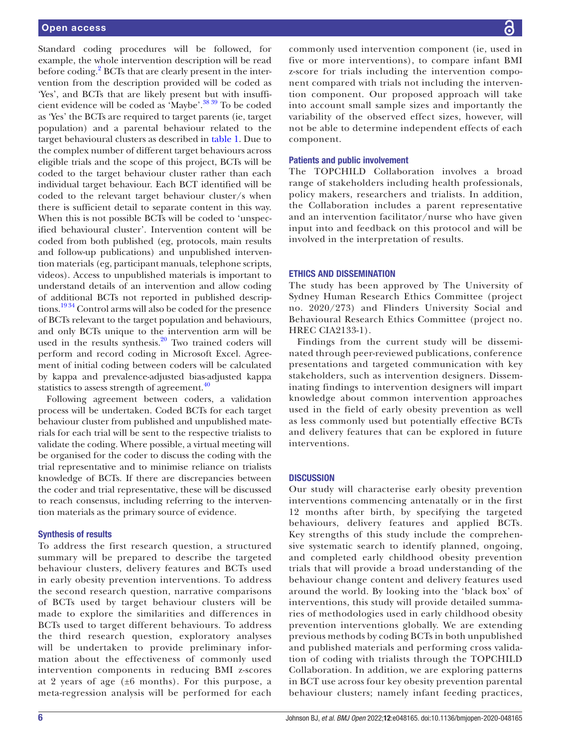Standard coding procedures will be followed, for example, the whole intervention description will be read before coding.[2] BCTs that are clearly present in the intervention from the description provided will be coded as 'Yes', and BCTs that are likely present but with insufficient evidence will be coded as 'Maybe'.[38 39] To be coded as 'Yes' the BCTs are required to target parents (ie, target population) and a parental behaviour related to the target behavioural clusters as described in table 1. Due to the complex number of different target behaviours across eligible trials and the scope of this project, BCTs will be coded to the target behaviour cluster rather than each individual target behaviour. Each BCT identified will be coded to the relevant target behaviour cluster/s when there is sufficient detail to separate content in this way. When this is not possible BCTs will be coded to 'unspecified behavioural cluster'. Intervention content will be coded from both published (eg, protocols, main results and follow-up publications) and unpublished intervention materials (eg, participant manuals, telephone scripts, videos). Access to unpublished materials is important to understand details of an intervention and allow coding of additional BCTs not reported in published descriptions.[19 34] Control arms will also be coded for the presence of BCTs relevant to the target population and behaviours, and only BCTs unique to the intervention arm will be used in the results synthesis.[20] Two trained coders will perform and record coding in Microsoft Excel. Agreement of initial coding between coders will be calculated by kappa and prevalence-adjusted bias-adjusted kappa statistics to assess strength of agreement.[40]

Following agreement between coders, a validation process will be undertaken. Coded BCTs for each target behaviour cluster from published and unpublished materials for each trial will be sent to the respective trialists to validate the coding. Where possible, a virtual meeting will be organised for the coder to discuss the coding with the trial representative and to minimise reliance on trialists knowledge of BCTs. If there are discrepancies between the coder and trial representative, these will be discussed to reach consensus, including referring to the intervention materials as the primary source of evidence.

### Synthesis of results

To address the first research question, a structured summary will be prepared to describe the targeted behaviour clusters, delivery features and BCTs used in early obesity prevention interventions. To address the second research question, narrative comparisons of BCTs used by target behaviour clusters will be made to explore the similarities and differences in BCTs used to target different behaviours. To address the third research question, exploratory analyses will be undertaken to provide preliminary information about the effectiveness of commonly used intervention components in reducing BMI z-scores at 2 years of age (±6 months). For this purpose, a meta-regression analysis will be performed for each commonly used intervention component (ie, used in five or more interventions), to compare infant BMI z-score for trials including the intervention component compared with trials not including the intervention component. Our proposed approach will take into account small sample sizes and importantly the variability of the observed effect sizes, however, will not be able to determine independent effects of each component.

### Patients and public involvement

The TOPCHILD Collaboration involves a broad range of stakeholders including health professionals, policy makers, researchers and trialists. In addition, the Collaboration includes a parent representative and an intervention facilitator/nurse who have given input into and feedback on this protocol and will be involved in the interpretation of results.

## ETHICS AND DISSEMINATION

The study has been approved by The University of Sydney Human Research Ethics Committee (project no. 2020/273) and Flinders University Social and Behavioural Research Ethics Committee (project no. HREC CIA2133-1).

Findings from the current study will be disseminated through peer-reviewed publications, conference presentations and targeted communication with key stakeholders, such as intervention designers. Disseminating findings to intervention designers will impart knowledge about common intervention approaches used in the field of early obesity prevention as well as less commonly used but potentially effective BCTs and delivery features that can be explored in future interventions.

## DISCUSSION

Our study will characterise early obesity prevention interventions commencing antenatally or in the first 12 months after birth, by specifying the targeted behaviours, delivery features and applied BCTs. Key strengths of this study include the comprehensive systematic search to identify planned, ongoing, and completed early childhood obesity prevention trials that will provide a broad understanding of the behaviour change content and delivery features used around the world. By looking into the 'black box' of interventions, this study will provide detailed summaries of methodologies used in early childhood obesity prevention interventions globally. We are extending previous methods by coding BCTs in both unpublished and published materials and performing cross validation of coding with trialists through the TOPCHILD Collaboration. In addition, we are exploring patterns in BCT use across four key obesity prevention parental behaviour clusters; namely infant feeding practices,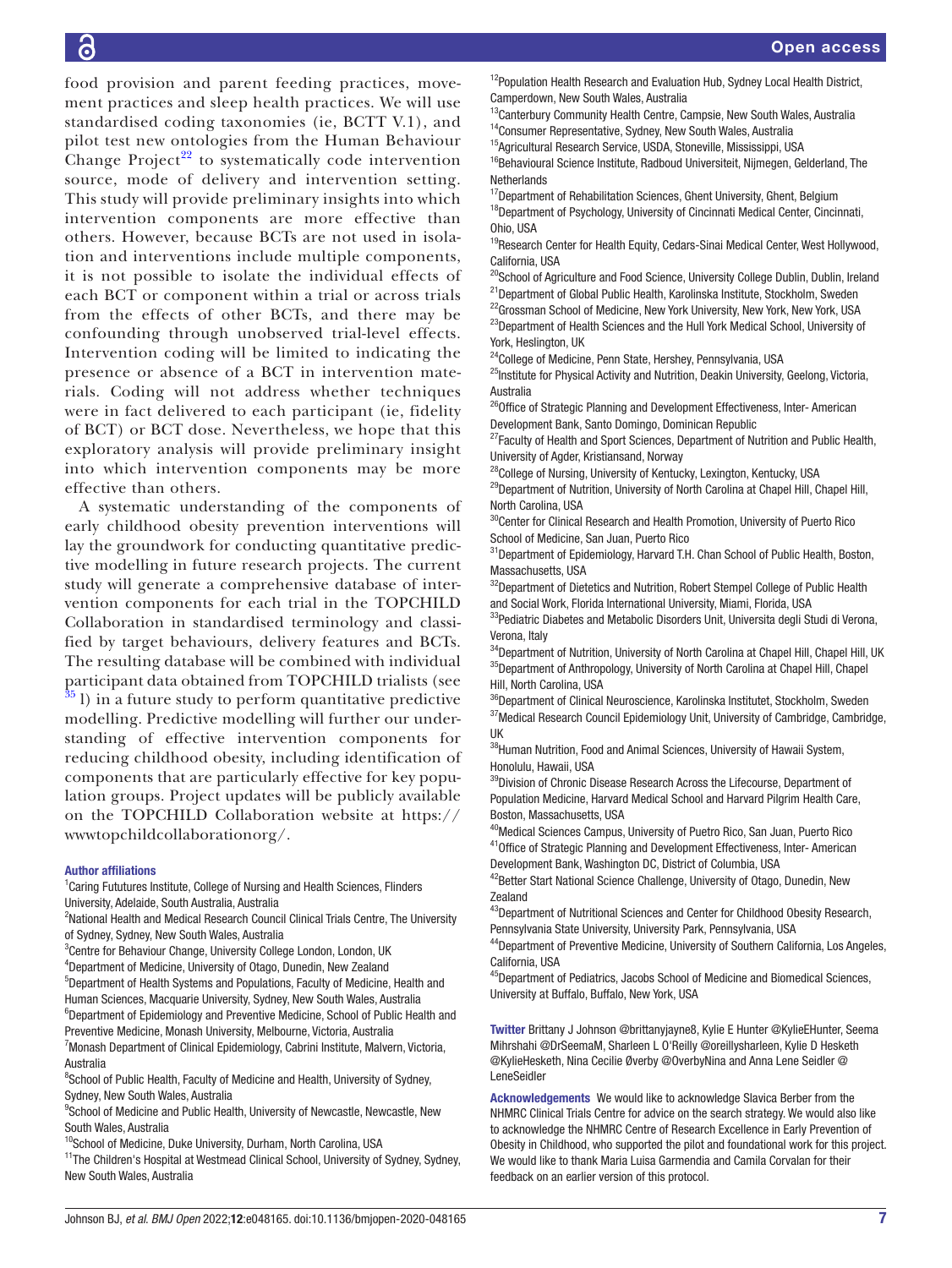food provision and parent feeding practices, movement practices and sleep health practices. We will use standardised coding taxonomies (ie, BCTT V.1), and pilot test new ontologies from the Human Behaviour Change Project[22] to systematically code intervention source, mode of delivery and intervention setting. This study will provide preliminary insights into which intervention components are more effective than others. However, because BCTs are not used in isolation and interventions include multiple components, it is not possible to isolate the individual effects of each BCT or component within a trial or across trials from the effects of other BCTs, and there may be confounding through unobserved trial-level effects. Intervention coding will be limited to indicating the presence or absence of a BCT in intervention materials. Coding will not address whether techniques were in fact delivered to each participant (ie, fidelity of BCT) or BCT dose. Nevertheless, we hope that this exploratory analysis will provide preliminary insight into which intervention components may be more effective than others.

A systematic understanding of the components of early childhood obesity prevention interventions will lay the groundwork for conducting quantitative predictive modelling in future research projects. The current study will generate a comprehensive database of intervention components for each trial in the TOPCHILD Collaboration in standardised terminology and classified by target behaviours, delivery features and BCTs. The resulting database will be combined with individual participant data obtained from TOPCHILD trialists (see [35] l) in a future study to perform quantitative predictive modelling. Predictive modelling will further our understanding of effective intervention components for reducing childhood obesity, including identification of components that are particularly effective for key population groups. Project updates will be publicly available on the TOPCHILD Collaboration website at https://wwwtopchildcollaborationorg/.

**Author affiliations**

[1]Caring Fututures Institute, College of Nursing and Health Sciences, Flinders University, Adelaide, South Australia, Australia
[2]National Health and Medical Research Council Clinical Trials Centre, The University of Sydney, Sydney, New South Wales, Australia
[3]Centre for Behaviour Change, University College London, London, UK
[4]Department of Medicine, University of Otago, Dunedin, New Zealand
[5]Department of Health Systems and Populations, Faculty of Medicine, Health and Human Sciences, Macquarie University, Sydney, New South Wales, Australia
[6]Department of Epidemiology and Preventive Medicine, School of Public Health and Preventive Medicine, Monash University, Melbourne, Victoria, Australia
[7]Monash Department of Clinical Epidemiology, Cabrini Institute, Malvern, Victoria, Australia
[8]School of Public Health, Faculty of Medicine and Health, University of Sydney, Sydney, New South Wales, Australia
[9]School of Medicine and Public Health, University of Newcastle, Newcastle, New South Wales, Australia
[10]School of Medicine, Duke University, Durham, North Carolina, USA
[11]The Children's Hospital at Westmead Clinical School, University of Sydney, Sydney, New South Wales, Australia
[12]Population Health Research and Evaluation Hub, Sydney Local Health District, Camperdown, New South Wales, Australia
[13]Canterbury Community Health Centre, Campsie, New South Wales, Australia
[14]Consumer Representative, Sydney, New South Wales, Australia
[15]Agricultural Research Service, USDA, Stoneville, Mississippi, USA
[16]Behavioural Science Institute, Radboud Universiteit, Nijmegen, Gelderland, The Netherlands
[17]Department of Rehabilitation Sciences, Ghent University, Ghent, Belgium
[18]Department of Psychology, University of Cincinnati Medical Center, Cincinnati, Ohio, USA
[19]Research Center for Health Equity, Cedars-Sinai Medical Center, West Hollywood, California, USA
[20]School of Agriculture and Food Science, University College Dublin, Dublin, Ireland
[21]Department of Global Public Health, Karolinska Institute, Stockholm, Sweden
[22]Grossman School of Medicine, New York University, New York, New York, USA
[23]Department of Health Sciences and the Hull York Medical School, University of York, Heslington, UK
[24]College of Medicine, Penn State, Hershey, Pennsylvania, USA
[25]Institute for Physical Activity and Nutrition, Deakin University, Geelong, Victoria, Australia
[26]Office of Strategic Planning and Development Effectiveness, Inter- American Development Bank, Santo Domingo, Dominican Republic
[27]Faculty of Health and Sport Sciences, Department of Nutrition and Public Health, University of Agder, Kristiansand, Norway
[28]College of Nursing, University of Kentucky, Lexington, Kentucky, USA
[29]Department of Nutrition, University of North Carolina at Chapel Hill, Chapel Hill, North Carolina, USA
[30]Center for Clinical Research and Health Promotion, University of Puerto Rico School of Medicine, San Juan, Puerto Rico
[31]Department of Epidemiology, Harvard T.H. Chan School of Public Health, Boston, Massachusetts, USA
[32]Department of Dietetics and Nutrition, Robert Stempel College of Public Health and Social Work, Florida International University, Miami, Florida, USA
[33]Pediatric Diabetes and Metabolic Disorders Unit, Universita degli Studi di Verona, Verona, Italy
[34]Department of Nutrition, University of North Carolina at Chapel Hill, Chapel Hill, UK
[35]Department of Anthropology, University of North Carolina at Chapel Hill, Chapel Hill, North Carolina, USA
[36]Department of Clinical Neuroscience, Karolinska Institutet, Stockholm, Sweden
[37]Medical Research Council Epidemiology Unit, University of Cambridge, Cambridge, UK
[38]Human Nutrition, Food and Animal Sciences, University of Hawaii System, Honolulu, Hawaii, USA
[39]Division of Chronic Disease Research Across the Lifecourse, Department of Population Medicine, Harvard Medical School and Harvard Pilgrim Health Care, Boston, Massachusetts, USA
[40]Medical Sciences Campus, University of Puetro Rico, San Juan, Puerto Rico
[41]Office of Strategic Planning and Development Effectiveness, Inter- American Development Bank, Washington DC, District of Columbia, USA
[42]Better Start National Science Challenge, University of Otago, Dunedin, New Zealand
[43]Department of Nutritional Sciences and Center for Childhood Obesity Research, Pennsylvania State University, University Park, Pennsylvania, USA
[44]Department of Preventive Medicine, University of Southern California, Los Angeles, California, USA
[45]Department of Pediatrics, Jacobs School of Medicine and Biomedical Sciences, University at Buffalo, Buffalo, New York, USA

**Twitter** Brittany J Johnson @brittanyjayne8, Kylie E Hunter @KylieEHunter, Seema Mihrshahi @DrSeemaM, Sharleen L O'Reilly @oreillysharleen, Kylie D Hesketh @KylieHesketh, Nina Cecilie Øverby @OverbyNina and Anna Lene Seidler @LeneSeidler

**Acknowledgements** We would like to acknowledge Slavica Berber from the NHMRC Clinical Trials Centre for advice on the search strategy. We would also like to acknowledge the NHMRC Centre of Research Excellence in Early Prevention of Obesity in Childhood, who supported the pilot and foundational work for this project. We would like to thank Maria Luisa Garmendia and Camila Corvalan for their feedback on an earlier version of this protocol.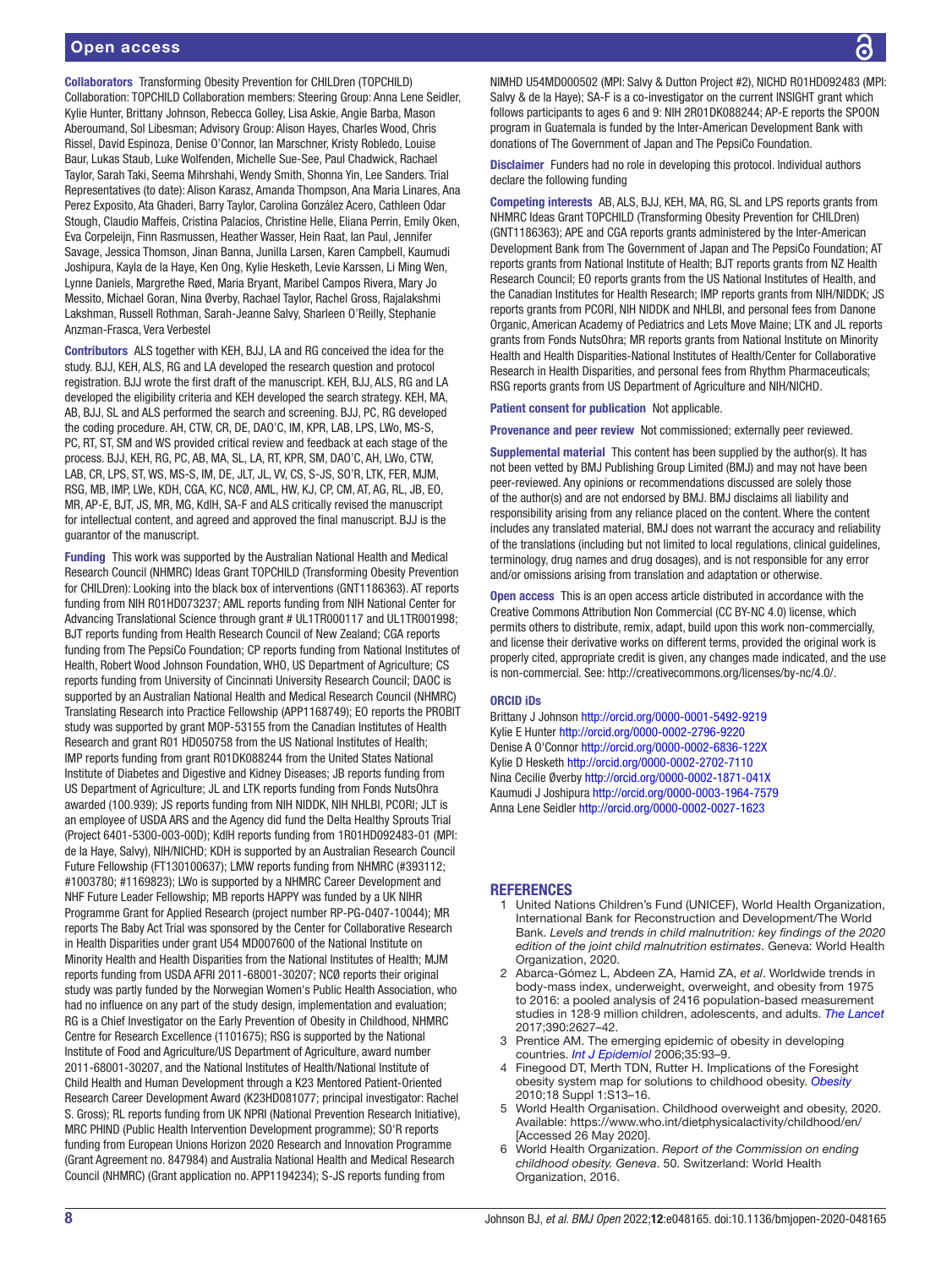**Collaborators** Transforming Obesity Prevention for CHILDren (TOPCHILD) Collaboration: TOPCHILD Collaboration members: Steering Group: Anna Lene Seidler, Kylie Hunter, Brittany Johnson, Rebecca Golley, Lisa Askie, Angie Barba, Mason Aberoumand, Sol Libesman; Advisory Group: Alison Hayes, Charles Wood, Chris Rissel, David Espinoza, Denise O'Connor, Ian Marschner, Kristy Robledo, Louise Baur, Lukas Staub, Luke Wolfenden, Michelle Sue-See, Paul Chadwick, Rachael Taylor, Sarah Taki, Seema Mihrshahi, Wendy Smith, Shonna Yin, Lee Sanders. Trial Representatives (to date): Alison Karasz, Amanda Thompson, Ana Maria Linares, Ana Perez Exposito, Ata Ghaderi, Barry Taylor, Carolina González Acero, Cathleen Odar Stough, Claudio Maffeis, Cristina Palacios, Christine Helle, Eliana Perrin, Emily Oken, Eva Corpeleijn, Finn Rasmussen, Heather Wasser, Hein Raat, Ian Paul, Jennifer Savage, Jessica Thomson, Jinan Banna, Junilla Larsen, Karen Campbell, Kaumudi Joshipura, Kayla de la Haye, Ken Ong, Kylie Hesketh, Levie Karssen, Li Ming Wen, Lynne Daniels, Margrethe Røed, Maria Bryant, Maribel Campos Rivera, Mary Jo Messito, Michael Goran, Nina Øverby, Rachael Taylor, Rachel Gross, Rajalakshmi Lakshman, Russell Rothman, Sarah-Jeanne Salvy, Sharleen O'Reilly, Stephanie Anzman-Frasca, Vera Verbestel

**Contributors** ALS together with KEH, BJJ, LA and RG conceived the idea for the study. BJJ, KEH, ALS, RG and LA developed the research question and protocol registration. BJJ wrote the first draft of the manuscript. KEH, BJJ, ALS, RG and LA developed the eligibility criteria and KEH developed the search strategy. KEH, MA, AB, BJJ, SL and ALS performed the search and screening. BJJ, PC, RG developed the coding procedure. AH, CTW, CR, DE, DAO'C, IM, KPR, LAB, LPS, LWo, MS-S, PC, RT, ST, SM and WS provided critical review and feedback at each stage of the process. BJJ, KEH, RG, PC, AB, MA, SL, LA, RT, KPR, SM, DAO'C, AH, LWo, CTW, LAB, CR, LPS, ST, WS, MS-S, IM, DE, JLT, JL, VV, CS, S-JS, SO'R, LTK, FER, MJM, RSG, MB, IMP, LWe, KDH, CGA, KC, NCØ, AML, HW, KJ, CP, CM, AT, AG, RL, JB, EO, MR, AP-E, BJT, JS, MR, MG, KdlH, SA-F and ALS critically revised the manuscript for intellectual content, and agreed and approved the final manuscript. BJJ is the guarantor of the manuscript.

**Funding** This work was supported by the Australian National Health and Medical Research Council (NHMRC) Ideas Grant TOPCHILD (Transforming Obesity Prevention for CHILDren): Looking into the black box of interventions (GNT1186363). AT reports funding from NIH R01HD073237; AML reports funding from NIH National Center for Advancing Translational Science through grant # UL1TR000117 and UL1TR001998; BJT reports funding from Health Research Council of New Zealand; CGA reports funding from The PepsiCo Foundation; CP reports funding from National Institutes of Health, Robert Wood Johnson Foundation, WHO, US Department of Agriculture; CS reports funding from University of Cincinnati University Research Council; DAOC is supported by an Australian National Health and Medical Research Council (NHMRC) Translating Research into Practice Fellowship (APP1168749); EO reports the PROBIT study was supported by grant MOP-53155 from the Canadian Institutes of Health Research and grant R01 HD050758 from the US National Institutes of Health; IMP reports funding from grant R01DK088244 from the United States National Institute of Diabetes and Digestive and Kidney Diseases; JB reports funding from US Department of Agriculture; JL and LTK reports funding from Fonds NutsOhra awarded (100.939); JS reports funding from NIH NIDDK, NIH NHLBI, PCORI; JLT is an employee of USDA ARS and the Agency did fund the Delta Healthy Sprouts Trial (Project 6401-5300-003-00D); KdlH reports funding from 1R01HD092483-01 (MPI: de la Haye, Salvy), NIH/NICHD; KDH is supported by an Australian Research Council Future Fellowship (FT130100637); LMW reports funding from NHMRC (#393112; #1003780; #1169823); LWo is supported by a NHMRC Career Development and NHF Future Leader Fellowship; MB reports HAPPY was funded by a UK NIHR Programme Grant for Applied Research (project number RP-PG-0407-10044); MR reports The Baby Act Trial was sponsored by the Center for Collaborative Research in Health Disparities under grant U54 MD007600 of the National Institute on Minority Health and Health Disparities from the National Institutes of Health; MJM reports funding from USDA AFRI 2011-68001-30207; NCØ reports their original study was partly funded by the Norwegian Women's Public Health Association, who had no influence on any part of the study design, implementation and evaluation; RG is a Chief Investigator on the Early Prevention of Obesity in Childhood, NHMRC Centre for Research Excellence (1101675); RSG is supported by the National Institute of Food and Agriculture/US Department of Agriculture, award number 2011-68001-30207, and the National Institutes of Health/National Institute of Child Health and Human Development through a K23 Mentored Patient-Oriented Research Career Development Award (K23HD081077; principal investigator: Rachel S. Gross); RL reports funding from UK NPRI (National Prevention Research Initiative), MRC PHIND (Public Health Intervention Development programme); SO'R reports funding from European Unions Horizon 2020 Research and Innovation Programme (Grant Agreement no. 847984) and Australia National Health and Medical Research Council (NHMRC) (Grant application no. APP1194234); S-JS reports funding from NIMHD U54MD000502 (MPI: Salvy & Dutton Project #2), NICHD R01HD092483 (MPI: Salvy & de la Haye); SA-F is a co-investigator on the current INSIGHT grant which follows participants to ages 6 and 9: NIH 2R01DK088244; AP-E reports the SPOON program in Guatemala is funded by the Inter-American Development Bank with donations of The Government of Japan and The PepsiCo Foundation.

**Disclaimer** Funders had no role in developing this protocol. Individual authors declare the following funding

**Competing interests** AB, ALS, BJJ, KEH, MA, RG, SL and LPS reports grants from NHMRC Ideas Grant TOPCHILD (Transforming Obesity Prevention for CHILDren) (GNT1186363); APE and CGA reports grants administered by the Inter-American Development Bank from The Government of Japan and The PepsiCo Foundation; AT reports grants from National Institute of Health; BJT reports grants from NZ Health Research Council; EO reports grants from the US National Institutes of Health, and the Canadian Institutes for Health Research; IMP reports grants from NIH/NIDDK; JS reports grants from PCORI, NIH NIDDK and NHLBI, and personal fees from Danone Organic, American Academy of Pediatrics and Lets Move Maine; LTK and JL reports grants from Fonds NutsOhra; MR reports grants from National Institute on Minority Health and Health Disparities-National Institutes of Health/Center for Collaborative Research in Health Disparities, and personal fees from Rhythm Pharmaceuticals; RSG reports grants from US Department of Agriculture and NIH/NICHD.

**Patient consent for publication** Not applicable.

**Provenance and peer review** Not commissioned; externally peer reviewed.

**Supplemental material** This content has been supplied by the author(s). It has not been vetted by BMJ Publishing Group Limited (BMJ) and may not have been peer-reviewed. Any opinions or recommendations discussed are solely those of the author(s) and are not endorsed by BMJ. BMJ disclaims all liability and responsibility arising from any reliance placed on the content. Where the content includes any translated material, BMJ does not warrant the accuracy and reliability of the translations (including but not limited to local regulations, clinical guidelines, terminology, drug names and drug dosages), and is not responsible for any error and/or omissions arising from translation and adaptation or otherwise.

**Open access** This is an open access article distributed in accordance with the Creative Commons Attribution Non Commercial (CC BY-NC 4.0) license, which permits others to distribute, remix, adapt, build upon this work non-commercially, and license their derivative works on different terms, provided the original work is properly cited, appropriate credit is given, any changes made indicated, and the use is non-commercial. See: http://creativecommons.org/licenses/by-nc/4.0/.

**ORCID iDs**

Brittany J Johnson http://orcid.org/0000-0001-5492-9219
Kylie E Hunter http://orcid.org/0000-0002-2796-9220
Denise A O'Connor http://orcid.org/0000-0002-6836-122X
Kylie D Hesketh http://orcid.org/0000-0002-2702-7110
Nina Cecilie Øverby http://orcid.org/0000-0002-1871-041X
Kaumudi J Joshipura http://orcid.org/0000-0003-1964-7579
Anna Lene Seidler http://orcid.org/0000-0002-0027-1623

## REFERENCES

1. United Nations Children's Fund (UNICEF), World Health Organization, International Bank for Reconstruction and Development/The World Bank. *Levels and trends in child malnutrition: key findings of the 2020 edition of the joint child malnutrition estimates*. Geneva: World Health Organization, 2020.
2. Abarca-Gómez L, Abdeen ZA, Hamid ZA, *et al*. Worldwide trends in body-mass index, underweight, overweight, and obesity from 1975 to 2016: a pooled analysis of 2416 population-based measurement studies in 128·9 million children, adolescents, and adults. *The Lancet* 2017;390:2627–42.
3. Prentice AM. The emerging epidemic of obesity in developing countries. *Int J Epidemiol* 2006;35:93–9.
4. Finegood DT, Merth TDN, Rutter H. Implications of the Foresight obesity system map for solutions to childhood obesity. *Obesity* 2010;18 Suppl 1:S13–16.
5. World Health Organisation. Childhood overweight and obesity, 2020. Available: https://www.who.int/dietphysicalactivity/childhood/en/ [Accessed 26 May 2020].
6. World Health Organization. *Report of the Commission on ending childhood obesity. Geneva*. 50. Switzerland: World Health Organization, 2016.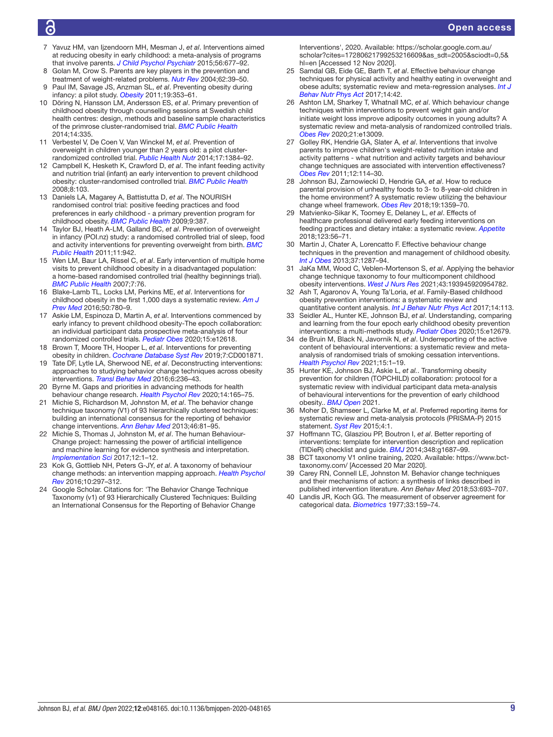7 Yavuz HM, van Ijzendoorn MH, Mesman J, *et al*. Interventions aimed at reducing obesity in early childhood: a meta-analysis of programs that involve parents. *J Child Psychol Psychiatr* 2015;56:677–92.
8 Golan M, Crow S. Parents are key players in the prevention and treatment of weight-related problems. *Nutr Rev* 2004;62:39–50.
9 Paul IM, Savage JS, Anzman SL, *et al*. Preventing obesity during infancy: a pilot study. *Obesity* 2011;19:353–61.
10 Döring N, Hansson LM, Andersson ES, *et al*. Primary prevention of childhood obesity through counselling sessions at Swedish child health centres: design, methods and baseline sample characteristics of the primrose cluster-randomised trial. *BMC Public Health* 2014;14:335.
11 Verbestel V, De Coen V, Van Winckel M, *et al*. Prevention of overweight in children younger than 2 years old: a pilot cluster-randomized controlled trial. *Public Health Nutr* 2014;17:1384–92.
12 Campbell K, Hesketh K, Crawford D, *et al*. The infant feeding activity and nutrition trial (infant) an early intervention to prevent childhood obesity: cluster-randomised controlled trial. *BMC Public Health* 2008;8:103.
13 Daniels LA, Magarey A, Battistutta D, *et al*. The NOURISH randomised control trial: positive feeding practices and food preferences in early childhood - a primary prevention program for childhood obesity. *BMC Public Health* 2009;9:387.
14 Taylor BJ, Heath A-LM, Galland BC, *et al*. Prevention of overweight in infancy (POI.nz) study: a randomised controlled trial of sleep, food and activity interventions for preventing overweight from birth. *BMC Public Health* 2011;11:942.
15 Wen LM, Baur LA, Rissel C, *et al*. Early intervention of multiple home visits to prevent childhood obesity in a disadvantaged population: a home-based randomised controlled trial (healthy beginnings trial). *BMC Public Health* 2007;7:76.
16 Blake-Lamb TL, Locks LM, Perkins ME, *et al*. Interventions for childhood obesity in the first 1,000 days a systematic review. *Am J Prev Med* 2016;50:780–9.
17 Askie LM, Espinoza D, Martin A, *et al*. Interventions commenced by early infancy to prevent childhood obesity-The epoch collaboration: an individual participant data prospective meta-analysis of four randomized controlled trials. *Pediatr Obes* 2020;15:e12618.
18 Brown T, Moore TH, Hooper L, *et al*. Interventions for preventing obesity in children. *Cochrane Database Syst Rev* 2019;7:CD001871.
19 Tate DF, Lytle LA, Sherwood NE, *et al*. Deconstructing interventions: approaches to studying behavior change techniques across obesity interventions. *Transl Behav Med* 2016;6:236–43.
20 Byrne M. Gaps and priorities in advancing methods for health behaviour change research. *Health Psychol Rev* 2020;14:165–75.
21 Michie S, Richardson M, Johnston M, *et al*. The behavior change technique taxonomy (V1) of 93 hierarchically clustered techniques: building an international consensus for the reporting of behavior change interventions. *Ann Behav Med* 2013;46:81–95.
22 Michie S, Thomas J, Johnston M, *et al*. The human Behaviour-Change project: harnessing the power of artificial intelligence and machine learning for evidence synthesis and interpretation. *Implementation Sci* 2017;12:1–12.
23 Kok G, Gottlieb NH, Peters G-JY, *et al*. A taxonomy of behaviour change methods: an intervention mapping approach. *Health Psychol Rev* 2016;10:297–312.
24 Google Scholar. Citations for: 'The Behavior Change Technique Taxonomy (v1) of 93 Hierarchically Clustered Techniques: Building an International Consensus for the Reporting of Behavior Change Interventions', 2020. Available: https://scholar.google.com.au/scholar?cites=17280621799253216609&as_sdt=2005&sciodt=0,5&hl=en [Accessed 12 Nov 2020].
25 Samdal GB, Eide GE, Barth T, *et al*. Effective behaviour change techniques for physical activity and healthy eating in overweight and obese adults; systematic review and meta-regression analyses. *Int J Behav Nutr Phys Act* 2017;14:42.
26 Ashton LM, Sharkey T, Whatnall MC, *et al*. Which behaviour change techniques within interventions to prevent weight gain and/or initiate weight loss improve adiposity outcomes in young adults? A systematic review and meta-analysis of randomized controlled trials. *Obes Rev* 2020;21:e13009.
27 Golley RK, Hendrie GA, Slater A, *et al*. Interventions that involve parents to improve children's weight-related nutrition intake and activity patterns - what nutrition and activity targets and behaviour change techniques are associated with intervention effectiveness? *Obes Rev* 2011;12:114–30.
28 Johnson BJ, Zarnowiecki D, Hendrie GA, *et al*. How to reduce parental provision of unhealthy foods to 3- to 8-year-old children in the home environment? A systematic review utilizing the behaviour change wheel framework. *Obes Rev* 2018;19:1359–70.
29 Matvienko-Sikar K, Toomey E, Delaney L, *et al*. Effects of healthcare professional delivered early feeding interventions on feeding practices and dietary intake: a systematic review. *Appetite* 2018;123:56–71.
30 Martin J, Chater A, Lorencatto F. Effective behaviour change techniques in the prevention and management of childhood obesity. *Int J Obes* 2013;37:1287–94.
31 JaKa MM, Wood C, Veblen-Mortenson S, *et al*. Applying the behavior change technique taxonomy to four multicomponent childhood obesity interventions. *West J Nurs Res* 2021;43:193945920954782.
32 Ash T, Agaronov A, Young Ta'Loria, *et al*. Family-Based childhood obesity prevention interventions: a systematic review and quantitative content analysis. *Int J Behav Nutr Phys Act* 2017;14:113.
33 Seidler AL, Hunter KE, Johnson BJ, *et al*. Understanding, comparing and learning from the four epoch early childhood obesity prevention interventions: a multi-methods study. *Pediatr Obes* 2020;15:e12679.
34 de Bruin M, Black N, Javornik N, *et al*. Underreporting of the active content of behavioural interventions: a systematic review and meta-analysis of randomised trials of smoking cessation interventions. *Health Psychol Rev* 2021;15:1–19.
35 Hunter KE, Johnson BJ, Askie L, *et al.*. Transforming obesity prevention for children (TOPCHILD) collaboration: protocol for a systematic review with individual participant data meta-analysis of behavioural interventions for the prevention of early childhood obesity.. *BMJ Open* 2021.
36 Moher D, Shamseer L, Clarke M, *et al*. Preferred reporting items for systematic review and meta-analysis protocols (PRISMA-P) 2015 statement. *Syst Rev* 2015;4:1.
37 Hoffmann TC, Glasziou PP, Boutron I, *et al*. Better reporting of interventions: template for intervention description and replication (TIDieR) checklist and guide. *BMJ* 2014;348:g1687–99.
38 BCT taxonomy V1 online training, 2020. Available: https://www.bct-taxonomy.com/ [Accessed 20 Mar 2020].
39 Carey RN, Connell LE, Johnston M. Behavior change techniques and their mechanisms of action: a synthesis of links described in published intervention literature. *Ann Behav Med* 2018;53:693–707.
40 Landis JR, Koch GG. The measurement of observer agreement for categorical data. *Biometrics* 1977;33:159–74.